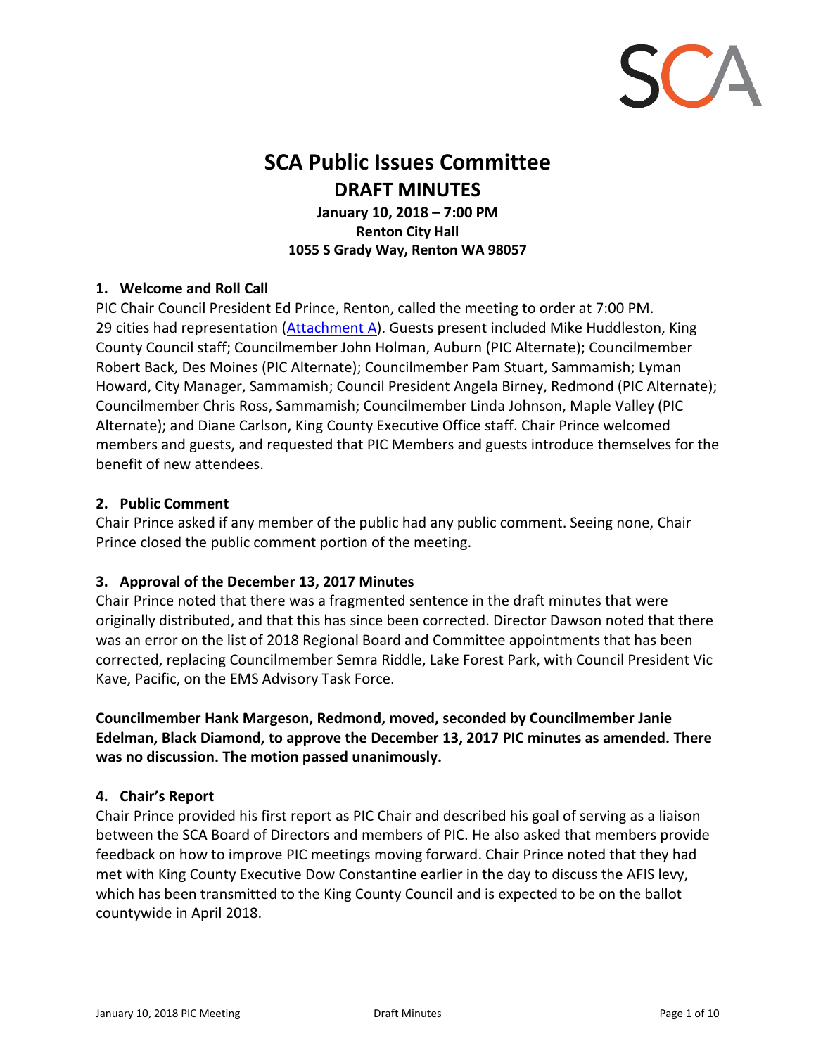# SCA Public Issues Committee

## DRAFT MINUTES

**January 10, 2018 – 7:00 PM**
**Renton City Hall**
**1055 S Grady Way, Renton WA 98057**

### 1. Welcome and Roll Call

PIC Chair Council President Ed Prince, Renton, called the meeting to order at 7:00 PM. 29 cities had representation (Attachment A). Guests present included Mike Huddleston, King County Council staff; Councilmember John Holman, Auburn (PIC Alternate); Councilmember Robert Back, Des Moines (PIC Alternate); Councilmember Pam Stuart, Sammamish; Lyman Howard, City Manager, Sammamish; Council President Angela Birney, Redmond (PIC Alternate); Councilmember Chris Ross, Sammamish; Councilmember Linda Johnson, Maple Valley (PIC Alternate); and Diane Carlson, King County Executive Office staff. Chair Prince welcomed members and guests, and requested that PIC Members and guests introduce themselves for the benefit of new attendees.

### 2. Public Comment

Chair Prince asked if any member of the public had any public comment. Seeing none, Chair Prince closed the public comment portion of the meeting.

### 3. Approval of the December 13, 2017 Minutes

Chair Prince noted that there was a fragmented sentence in the draft minutes that were originally distributed, and that this has since been corrected. Director Dawson noted that there was an error on the list of 2018 Regional Board and Committee appointments that has been corrected, replacing Councilmember Semra Riddle, Lake Forest Park, with Council President Vic Kave, Pacific, on the EMS Advisory Task Force.

**Councilmember Hank Margeson, Redmond, moved, seconded by Councilmember Janie Edelman, Black Diamond, to approve the December 13, 2017 PIC minutes as amended. There was no discussion. The motion passed unanimously.**

### 4. Chair's Report

Chair Prince provided his first report as PIC Chair and described his goal of serving as a liaison between the SCA Board of Directors and members of PIC. He also asked that members provide feedback on how to improve PIC meetings moving forward. Chair Prince noted that they had met with King County Executive Dow Constantine earlier in the day to discuss the AFIS levy, which has been transmitted to the King County Council and is expected to be on the ballot countywide in April 2018.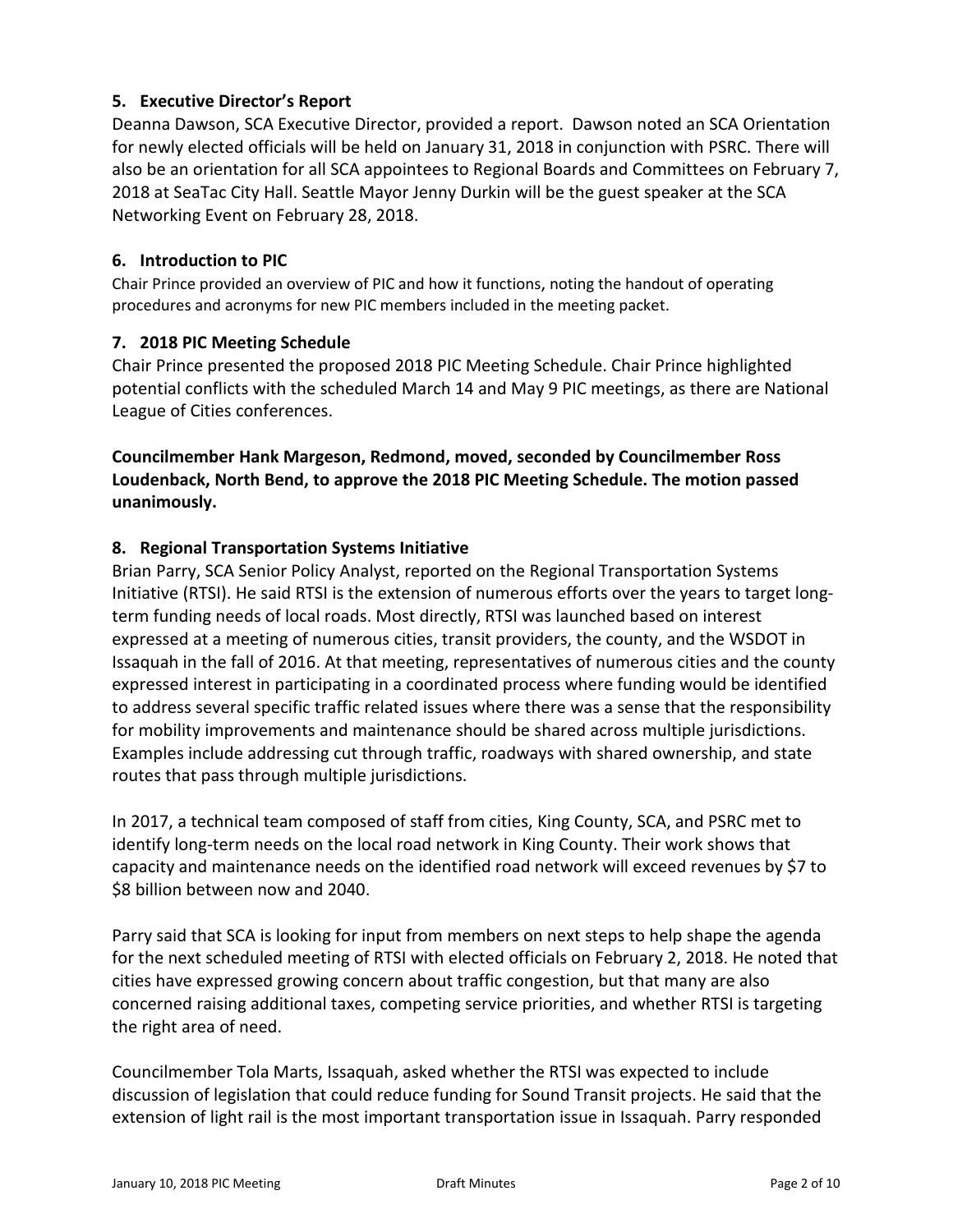### 5. Executive Director's Report

Deanna Dawson, SCA Executive Director, provided a report. Dawson noted an SCA Orientation for newly elected officials will be held on January 31, 2018 in conjunction with PSRC. There will also be an orientation for all SCA appointees to Regional Boards and Committees on February 7, 2018 at SeaTac City Hall. Seattle Mayor Jenny Durkin will be the guest speaker at the SCA Networking Event on February 28, 2018.

### 6. Introduction to PIC

Chair Prince provided an overview of PIC and how it functions, noting the handout of operating procedures and acronyms for new PIC members included in the meeting packet.

### 7. 2018 PIC Meeting Schedule

Chair Prince presented the proposed 2018 PIC Meeting Schedule. Chair Prince highlighted potential conflicts with the scheduled March 14 and May 9 PIC meetings, as there are National League of Cities conferences.

**Councilmember Hank Margeson, Redmond, moved, seconded by Councilmember Ross Loudenback, North Bend, to approve the 2018 PIC Meeting Schedule. The motion passed unanimously.**

### 8. Regional Transportation Systems Initiative

Brian Parry, SCA Senior Policy Analyst, reported on the Regional Transportation Systems Initiative (RTSI). He said RTSI is the extension of numerous efforts over the years to target long-term funding needs of local roads. Most directly, RTSI was launched based on interest expressed at a meeting of numerous cities, transit providers, the county, and the WSDOT in Issaquah in the fall of 2016. At that meeting, representatives of numerous cities and the county expressed interest in participating in a coordinated process where funding would be identified to address several specific traffic related issues where there was a sense that the responsibility for mobility improvements and maintenance should be shared across multiple jurisdictions. Examples include addressing cut through traffic, roadways with shared ownership, and state routes that pass through multiple jurisdictions.

In 2017, a technical team composed of staff from cities, King County, SCA, and PSRC met to identify long-term needs on the local road network in King County. Their work shows that capacity and maintenance needs on the identified road network will exceed revenues by $7 to $8 billion between now and 2040.

Parry said that SCA is looking for input from members on next steps to help shape the agenda for the next scheduled meeting of RTSI with elected officials on February 2, 2018. He noted that cities have expressed growing concern about traffic congestion, but that many are also concerned raising additional taxes, competing service priorities, and whether RTSI is targeting the right area of need.

Councilmember Tola Marts, Issaquah, asked whether the RTSI was expected to include discussion of legislation that could reduce funding for Sound Transit projects. He said that the extension of light rail is the most important transportation issue in Issaquah. Parry responded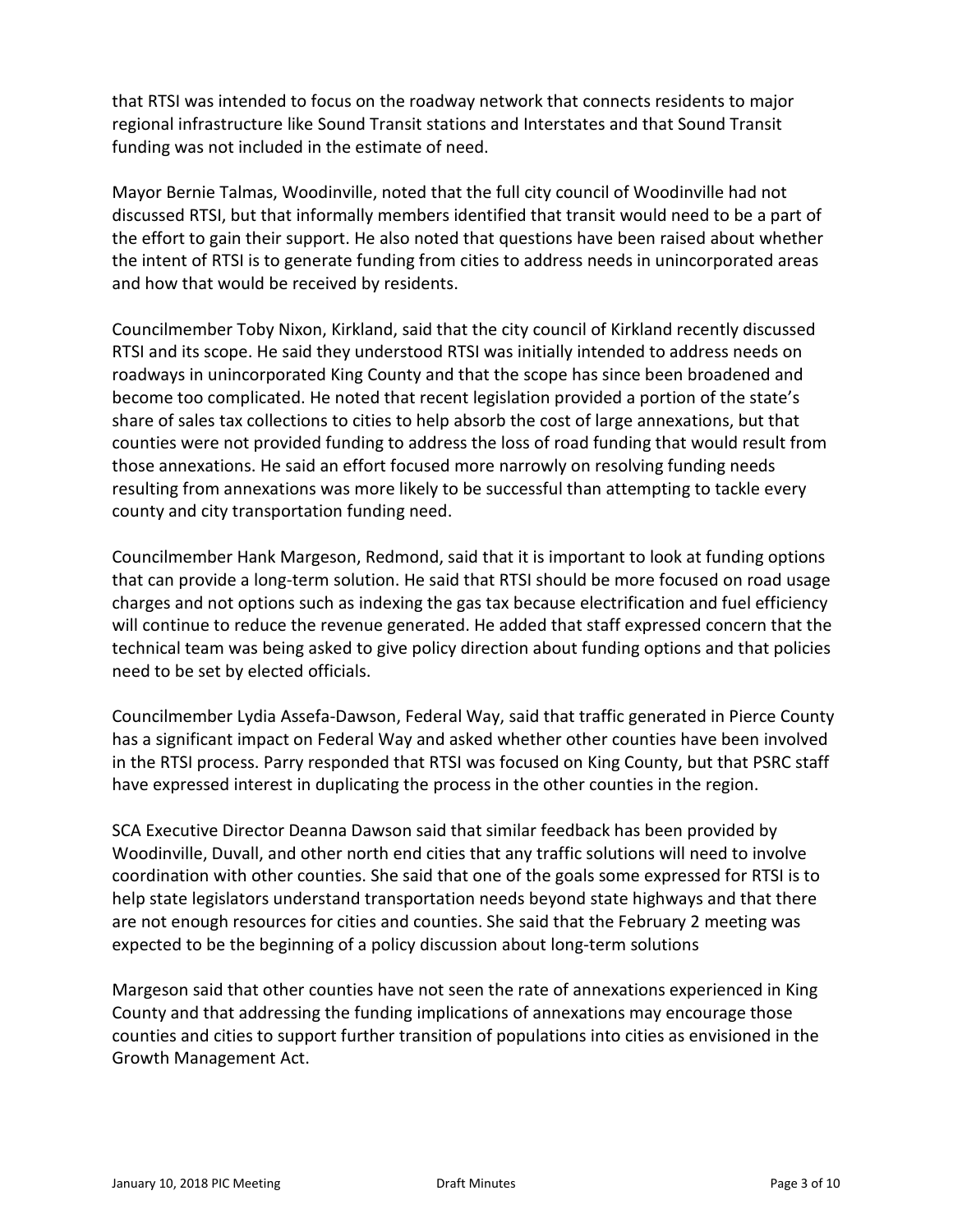that RTSI was intended to focus on the roadway network that connects residents to major regional infrastructure like Sound Transit stations and Interstates and that Sound Transit funding was not included in the estimate of need.

Mayor Bernie Talmas, Woodinville, noted that the full city council of Woodinville had not discussed RTSI, but that informally members identified that transit would need to be a part of the effort to gain their support. He also noted that questions have been raised about whether the intent of RTSI is to generate funding from cities to address needs in unincorporated areas and how that would be received by residents.

Councilmember Toby Nixon, Kirkland, said that the city council of Kirkland recently discussed RTSI and its scope. He said they understood RTSI was initially intended to address needs on roadways in unincorporated King County and that the scope has since been broadened and become too complicated. He noted that recent legislation provided a portion of the state's share of sales tax collections to cities to help absorb the cost of large annexations, but that counties were not provided funding to address the loss of road funding that would result from those annexations. He said an effort focused more narrowly on resolving funding needs resulting from annexations was more likely to be successful than attempting to tackle every county and city transportation funding need.

Councilmember Hank Margeson, Redmond, said that it is important to look at funding options that can provide a long-term solution. He said that RTSI should be more focused on road usage charges and not options such as indexing the gas tax because electrification and fuel efficiency will continue to reduce the revenue generated. He added that staff expressed concern that the technical team was being asked to give policy direction about funding options and that policies need to be set by elected officials.

Councilmember Lydia Assefa-Dawson, Federal Way, said that traffic generated in Pierce County has a significant impact on Federal Way and asked whether other counties have been involved in the RTSI process. Parry responded that RTSI was focused on King County, but that PSRC staff have expressed interest in duplicating the process in the other counties in the region.

SCA Executive Director Deanna Dawson said that similar feedback has been provided by Woodinville, Duvall, and other north end cities that any traffic solutions will need to involve coordination with other counties. She said that one of the goals some expressed for RTSI is to help state legislators understand transportation needs beyond state highways and that there are not enough resources for cities and counties. She said that the February 2 meeting was expected to be the beginning of a policy discussion about long-term solutions

Margeson said that other counties have not seen the rate of annexations experienced in King County and that addressing the funding implications of annexations may encourage those counties and cities to support further transition of populations into cities as envisioned in the Growth Management Act.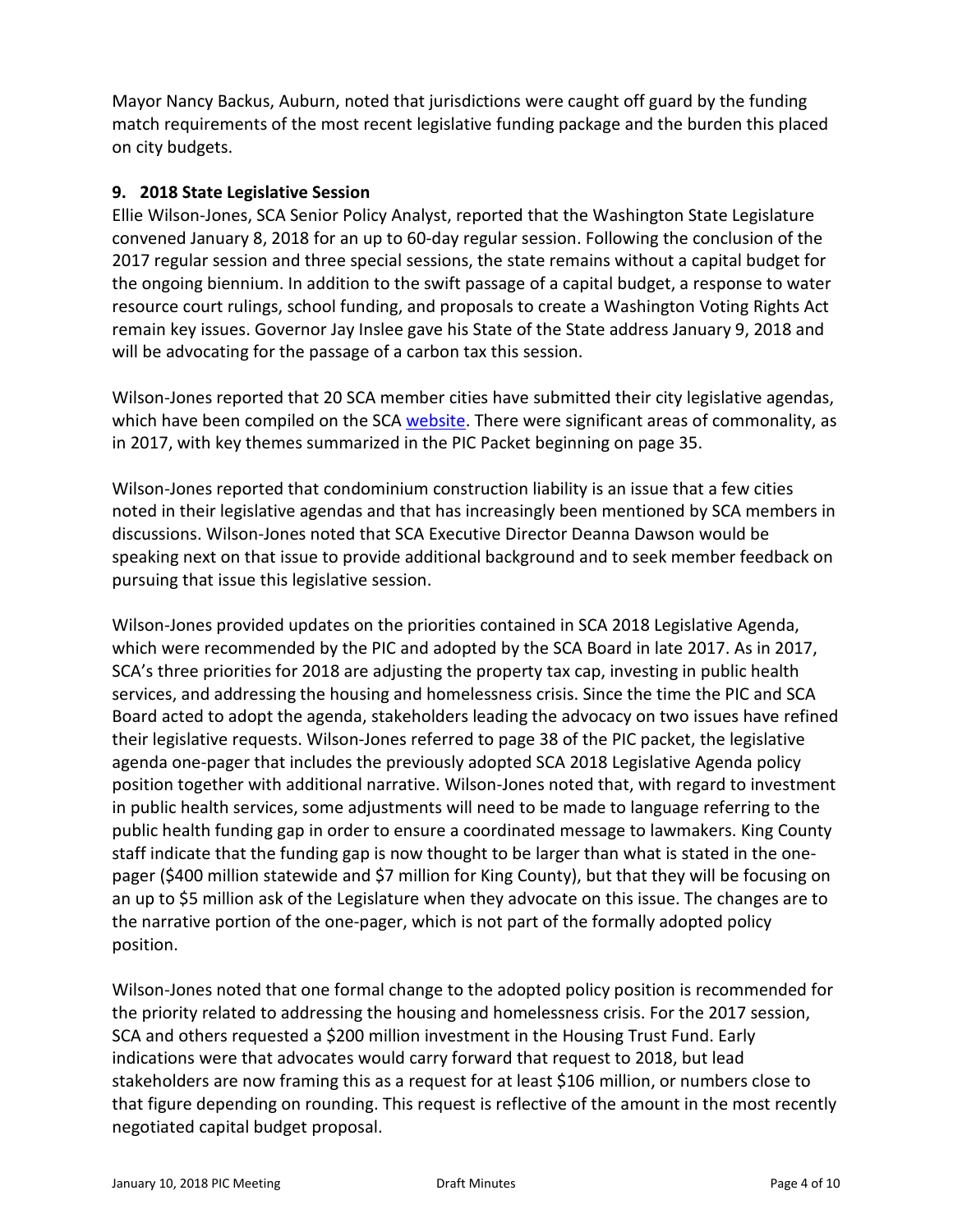Mayor Nancy Backus, Auburn, noted that jurisdictions were caught off guard by the funding match requirements of the most recent legislative funding package and the burden this placed on city budgets.

## 9. 2018 State Legislative Session

Ellie Wilson-Jones, SCA Senior Policy Analyst, reported that the Washington State Legislature convened January 8, 2018 for an up to 60-day regular session. Following the conclusion of the 2017 regular session and three special sessions, the state remains without a capital budget for the ongoing biennium. In addition to the swift passage of a capital budget, a response to water resource court rulings, school funding, and proposals to create a Washington Voting Rights Act remain key issues. Governor Jay Inslee gave his State of the State address January 9, 2018 and will be advocating for the passage of a carbon tax this session.

Wilson-Jones reported that 20 SCA member cities have submitted their city legislative agendas, which have been compiled on the SCA website. There were significant areas of commonality, as in 2017, with key themes summarized in the PIC Packet beginning on page 35.

Wilson-Jones reported that condominium construction liability is an issue that a few cities noted in their legislative agendas and that has increasingly been mentioned by SCA members in discussions. Wilson-Jones noted that SCA Executive Director Deanna Dawson would be speaking next on that issue to provide additional background and to seek member feedback on pursuing that issue this legislative session.

Wilson-Jones provided updates on the priorities contained in SCA 2018 Legislative Agenda, which were recommended by the PIC and adopted by the SCA Board in late 2017. As in 2017, SCA's three priorities for 2018 are adjusting the property tax cap, investing in public health services, and addressing the housing and homelessness crisis. Since the time the PIC and SCA Board acted to adopt the agenda, stakeholders leading the advocacy on two issues have refined their legislative requests. Wilson-Jones referred to page 38 of the PIC packet, the legislative agenda one-pager that includes the previously adopted SCA 2018 Legislative Agenda policy position together with additional narrative. Wilson-Jones noted that, with regard to investment in public health services, some adjustments will need to be made to language referring to the public health funding gap in order to ensure a coordinated message to lawmakers. King County staff indicate that the funding gap is now thought to be larger than what is stated in the one-pager ($400 million statewide and $7 million for King County), but that they will be focusing on an up to $5 million ask of the Legislature when they advocate on this issue. The changes are to the narrative portion of the one-pager, which is not part of the formally adopted policy position.

Wilson-Jones noted that one formal change to the adopted policy position is recommended for the priority related to addressing the housing and homelessness crisis. For the 2017 session, SCA and others requested a $200 million investment in the Housing Trust Fund. Early indications were that advocates would carry forward that request to 2018, but lead stakeholders are now framing this as a request for at least $106 million, or numbers close to that figure depending on rounding. This request is reflective of the amount in the most recently negotiated capital budget proposal.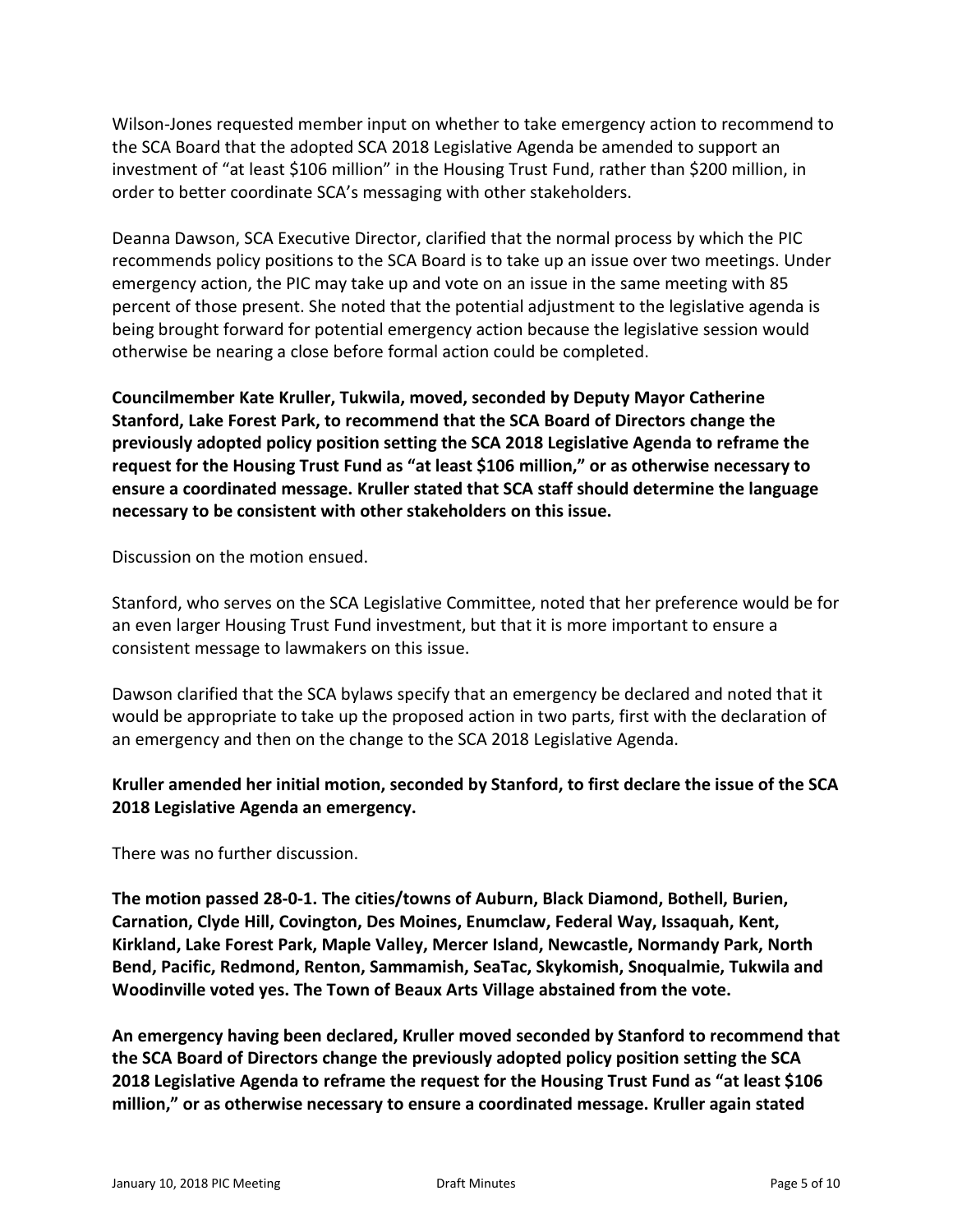Wilson-Jones requested member input on whether to take emergency action to recommend to the SCA Board that the adopted SCA 2018 Legislative Agenda be amended to support an investment of "at least $106 million" in the Housing Trust Fund, rather than $200 million, in order to better coordinate SCA's messaging with other stakeholders.

Deanna Dawson, SCA Executive Director, clarified that the normal process by which the PIC recommends policy positions to the SCA Board is to take up an issue over two meetings. Under emergency action, the PIC may take up and vote on an issue in the same meeting with 85 percent of those present. She noted that the potential adjustment to the legislative agenda is being brought forward for potential emergency action because the legislative session would otherwise be nearing a close before formal action could be completed.

**Councilmember Kate Kruller, Tukwila, moved, seconded by Deputy Mayor Catherine Stanford, Lake Forest Park, to recommend that the SCA Board of Directors change the previously adopted policy position setting the SCA 2018 Legislative Agenda to reframe the request for the Housing Trust Fund as "at least $106 million," or as otherwise necessary to ensure a coordinated message. Kruller stated that SCA staff should determine the language necessary to be consistent with other stakeholders on this issue.**

Discussion on the motion ensued.

Stanford, who serves on the SCA Legislative Committee, noted that her preference would be for an even larger Housing Trust Fund investment, but that it is more important to ensure a consistent message to lawmakers on this issue.

Dawson clarified that the SCA bylaws specify that an emergency be declared and noted that it would be appropriate to take up the proposed action in two parts, first with the declaration of an emergency and then on the change to the SCA 2018 Legislative Agenda.

**Kruller amended her initial motion, seconded by Stanford, to first declare the issue of the SCA 2018 Legislative Agenda an emergency.**

There was no further discussion.

**The motion passed 28-0-1. The cities/towns of Auburn, Black Diamond, Bothell, Burien, Carnation, Clyde Hill, Covington, Des Moines, Enumclaw, Federal Way, Issaquah, Kent, Kirkland, Lake Forest Park, Maple Valley, Mercer Island, Newcastle, Normandy Park, North Bend, Pacific, Redmond, Renton, Sammamish, SeaTac, Skykomish, Snoqualmie, Tukwila and Woodinville voted yes. The Town of Beaux Arts Village abstained from the vote.**

**An emergency having been declared, Kruller moved seconded by Stanford to recommend that the SCA Board of Directors change the previously adopted policy position setting the SCA 2018 Legislative Agenda to reframe the request for the Housing Trust Fund as "at least $106 million," or as otherwise necessary to ensure a coordinated message. Kruller again stated**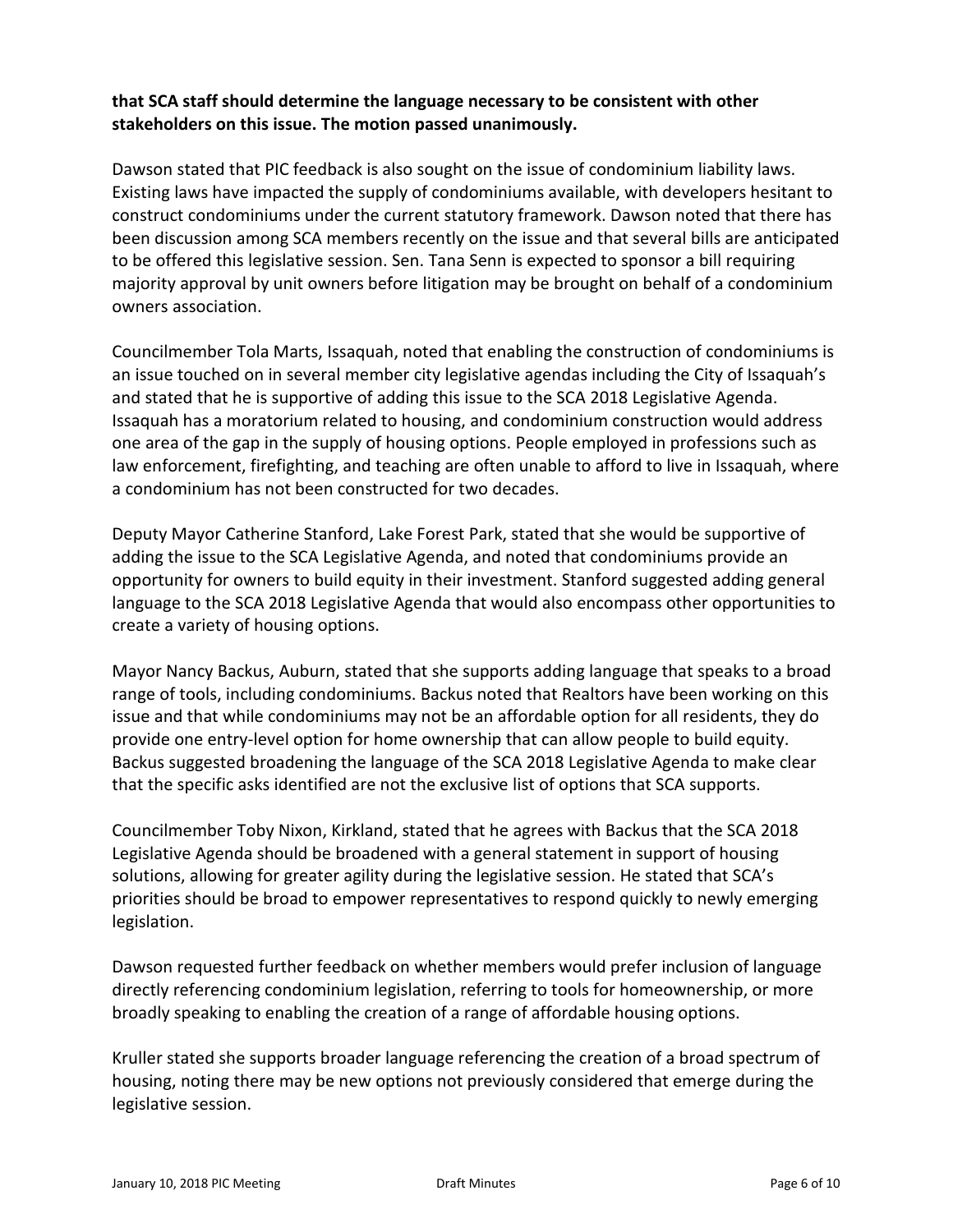**that SCA staff should determine the language necessary to be consistent with other stakeholders on this issue. The motion passed unanimously.**

Dawson stated that PIC feedback is also sought on the issue of condominium liability laws. Existing laws have impacted the supply of condominiums available, with developers hesitant to construct condominiums under the current statutory framework. Dawson noted that there has been discussion among SCA members recently on the issue and that several bills are anticipated to be offered this legislative session. Sen. Tana Senn is expected to sponsor a bill requiring majority approval by unit owners before litigation may be brought on behalf of a condominium owners association.

Councilmember Tola Marts, Issaquah, noted that enabling the construction of condominiums is an issue touched on in several member city legislative agendas including the City of Issaquah's and stated that he is supportive of adding this issue to the SCA 2018 Legislative Agenda. Issaquah has a moratorium related to housing, and condominium construction would address one area of the gap in the supply of housing options. People employed in professions such as law enforcement, firefighting, and teaching are often unable to afford to live in Issaquah, where a condominium has not been constructed for two decades.

Deputy Mayor Catherine Stanford, Lake Forest Park, stated that she would be supportive of adding the issue to the SCA Legislative Agenda, and noted that condominiums provide an opportunity for owners to build equity in their investment. Stanford suggested adding general language to the SCA 2018 Legislative Agenda that would also encompass other opportunities to create a variety of housing options.

Mayor Nancy Backus, Auburn, stated that she supports adding language that speaks to a broad range of tools, including condominiums. Backus noted that Realtors have been working on this issue and that while condominiums may not be an affordable option for all residents, they do provide one entry-level option for home ownership that can allow people to build equity. Backus suggested broadening the language of the SCA 2018 Legislative Agenda to make clear that the specific asks identified are not the exclusive list of options that SCA supports.

Councilmember Toby Nixon, Kirkland, stated that he agrees with Backus that the SCA 2018 Legislative Agenda should be broadened with a general statement in support of housing solutions, allowing for greater agility during the legislative session. He stated that SCA's priorities should be broad to empower representatives to respond quickly to newly emerging legislation.

Dawson requested further feedback on whether members would prefer inclusion of language directly referencing condominium legislation, referring to tools for homeownership, or more broadly speaking to enabling the creation of a range of affordable housing options.

Kruller stated she supports broader language referencing the creation of a broad spectrum of housing, noting there may be new options not previously considered that emerge during the legislative session.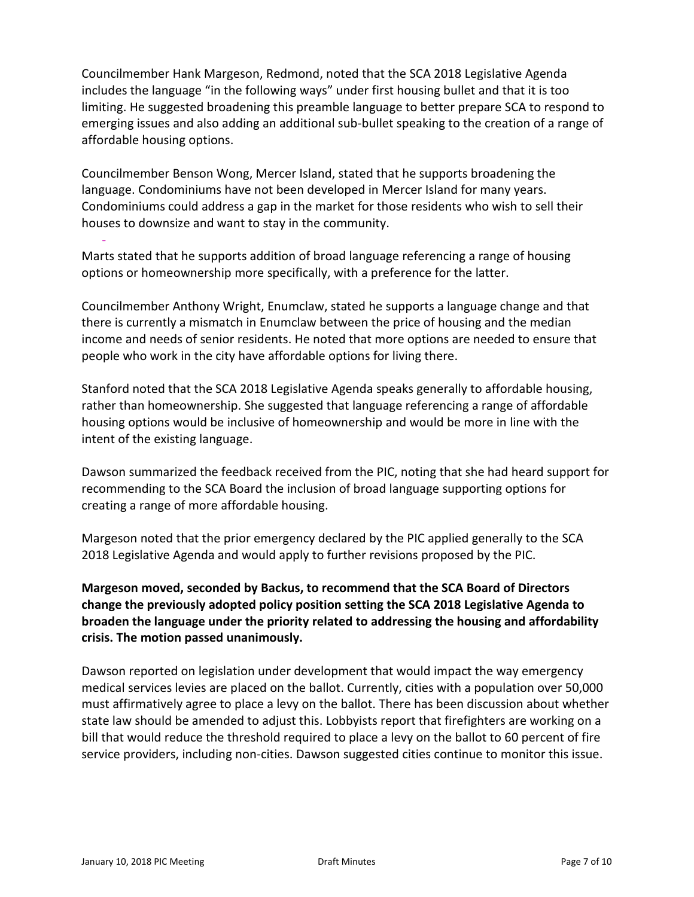Councilmember Hank Margeson, Redmond, noted that the SCA 2018 Legislative Agenda includes the language "in the following ways" under first housing bullet and that it is too limiting. He suggested broadening this preamble language to better prepare SCA to respond to emerging issues and also adding an additional sub-bullet speaking to the creation of a range of affordable housing options.

Councilmember Benson Wong, Mercer Island, stated that he supports broadening the language. Condominiums have not been developed in Mercer Island for many years. Condominiums could address a gap in the market for those residents who wish to sell their houses to downsize and want to stay in the community.

Marts stated that he supports addition of broad language referencing a range of housing options or homeownership more specifically, with a preference for the latter.

Councilmember Anthony Wright, Enumclaw, stated he supports a language change and that there is currently a mismatch in Enumclaw between the price of housing and the median income and needs of senior residents. He noted that more options are needed to ensure that people who work in the city have affordable options for living there.

Stanford noted that the SCA 2018 Legislative Agenda speaks generally to affordable housing, rather than homeownership. She suggested that language referencing a range of affordable housing options would be inclusive of homeownership and would be more in line with the intent of the existing language.

Dawson summarized the feedback received from the PIC, noting that she had heard support for recommending to the SCA Board the inclusion of broad language supporting options for creating a range of more affordable housing.

Margeson noted that the prior emergency declared by the PIC applied generally to the SCA 2018 Legislative Agenda and would apply to further revisions proposed by the PIC.

**Margeson moved, seconded by Backus, to recommend that the SCA Board of Directors change the previously adopted policy position setting the SCA 2018 Legislative Agenda to broaden the language under the priority related to addressing the housing and affordability crisis. The motion passed unanimously.**

Dawson reported on legislation under development that would impact the way emergency medical services levies are placed on the ballot. Currently, cities with a population over 50,000 must affirmatively agree to place a levy on the ballot. There has been discussion about whether state law should be amended to adjust this. Lobbyists report that firefighters are working on a bill that would reduce the threshold required to place a levy on the ballot to 60 percent of fire service providers, including non-cities. Dawson suggested cities continue to monitor this issue.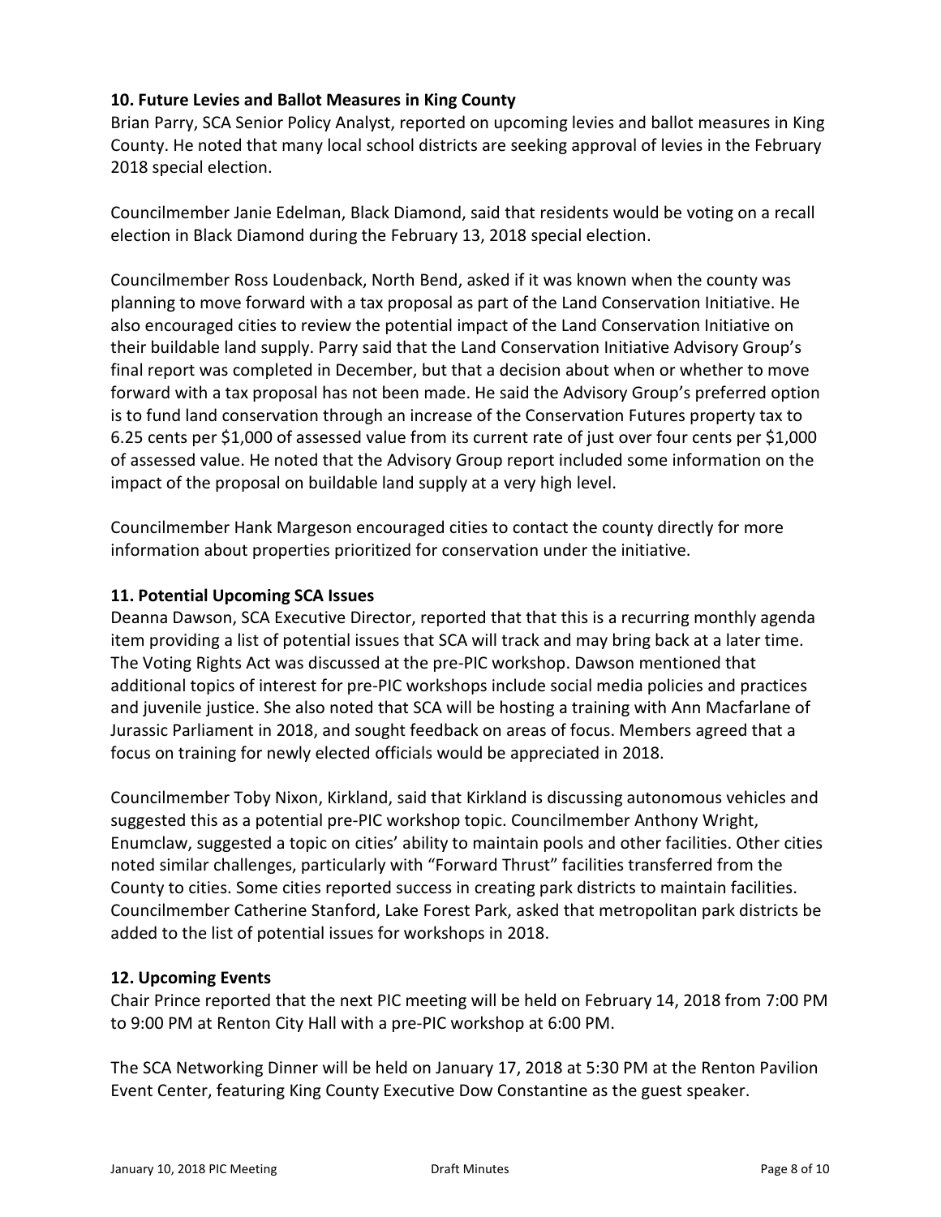**10. Future Levies and Ballot Measures in King County**

Brian Parry, SCA Senior Policy Analyst, reported on upcoming levies and ballot measures in King County. He noted that many local school districts are seeking approval of levies in the February 2018 special election.

Councilmember Janie Edelman, Black Diamond, said that residents would be voting on a recall election in Black Diamond during the February 13, 2018 special election.

Councilmember Ross Loudenback, North Bend, asked if it was known when the county was planning to move forward with a tax proposal as part of the Land Conservation Initiative. He also encouraged cities to review the potential impact of the Land Conservation Initiative on their buildable land supply. Parry said that the Land Conservation Initiative Advisory Group's final report was completed in December, but that a decision about when or whether to move forward with a tax proposal has not been made. He said the Advisory Group's preferred option is to fund land conservation through an increase of the Conservation Futures property tax to 6.25 cents per $1,000 of assessed value from its current rate of just over four cents per $1,000 of assessed value. He noted that the Advisory Group report included some information on the impact of the proposal on buildable land supply at a very high level.

Councilmember Hank Margeson encouraged cities to contact the county directly for more information about properties prioritized for conservation under the initiative.

**11. Potential Upcoming SCA Issues**

Deanna Dawson, SCA Executive Director, reported that that this is a recurring monthly agenda item providing a list of potential issues that SCA will track and may bring back at a later time. The Voting Rights Act was discussed at the pre-PIC workshop. Dawson mentioned that additional topics of interest for pre-PIC workshops include social media policies and practices and juvenile justice. She also noted that SCA will be hosting a training with Ann Macfarlane of Jurassic Parliament in 2018, and sought feedback on areas of focus. Members agreed that a focus on training for newly elected officials would be appreciated in 2018.

Councilmember Toby Nixon, Kirkland, said that Kirkland is discussing autonomous vehicles and suggested this as a potential pre-PIC workshop topic. Councilmember Anthony Wright, Enumclaw, suggested a topic on cities' ability to maintain pools and other facilities. Other cities noted similar challenges, particularly with "Forward Thrust" facilities transferred from the County to cities. Some cities reported success in creating park districts to maintain facilities. Councilmember Catherine Stanford, Lake Forest Park, asked that metropolitan park districts be added to the list of potential issues for workshops in 2018.

**12. Upcoming Events**

Chair Prince reported that the next PIC meeting will be held on February 14, 2018 from 7:00 PM to 9:00 PM at Renton City Hall with a pre-PIC workshop at 6:00 PM.

The SCA Networking Dinner will be held on January 17, 2018 at 5:30 PM at the Renton Pavilion Event Center, featuring King County Executive Dow Constantine as the guest speaker.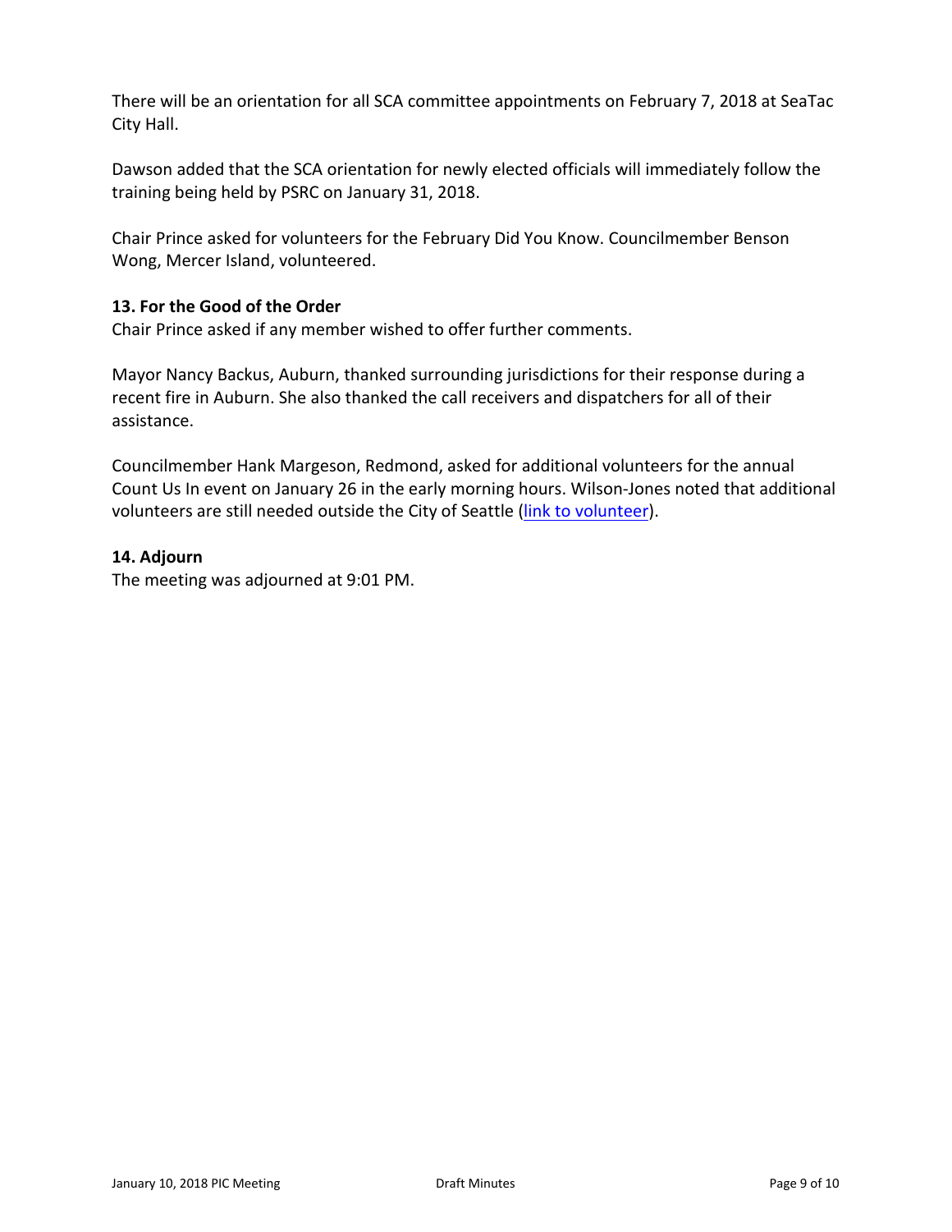There will be an orientation for all SCA committee appointments on February 7, 2018 at SeaTac City Hall.

Dawson added that the SCA orientation for newly elected officials will immediately follow the training being held by PSRC on January 31, 2018.

Chair Prince asked for volunteers for the February Did You Know. Councilmember Benson Wong, Mercer Island, volunteered.

**13. For the Good of the Order**

Chair Prince asked if any member wished to offer further comments.

Mayor Nancy Backus, Auburn, thanked surrounding jurisdictions for their response during a recent fire in Auburn. She also thanked the call receivers and dispatchers for all of their assistance.

Councilmember Hank Margeson, Redmond, asked for additional volunteers for the annual Count Us In event on January 26 in the early morning hours. Wilson-Jones noted that additional volunteers are still needed outside the City of Seattle (link to volunteer).

**14. Adjourn**

The meeting was adjourned at 9:01 PM.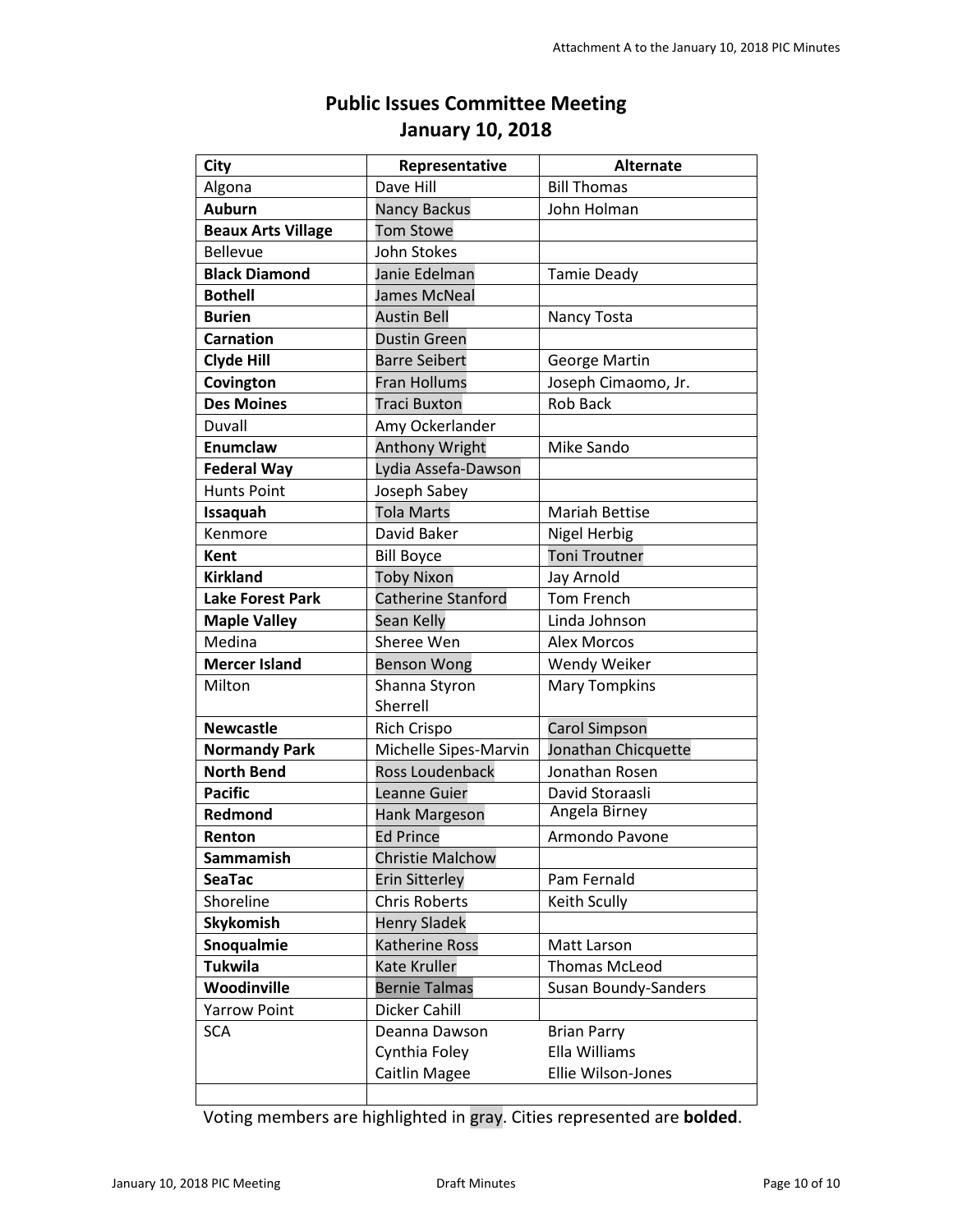## Public Issues Committee Meeting
## January 10, 2018

| City | Representative | Alternate |
|---|---|---|
| Algona | Dave Hill | Bill Thomas |
| **Auburn** | Nancy Backus | John Holman |
| **Beaux Arts Village** | Tom Stowe | |
| Bellevue | John Stokes | |
| **Black Diamond** | Janie Edelman | Tamie Deady |
| **Bothell** | James McNeal | |
| **Burien** | Austin Bell | Nancy Tosta |
| **Carnation** | Dustin Green | |
| **Clyde Hill** | Barre Seibert | George Martin |
| **Covington** | Fran Hollums | Joseph Cimaomo, Jr. |
| **Des Moines** | Traci Buxton | Rob Back |
| Duvall | Amy Ockerlander | |
| **Enumclaw** | Anthony Wright | Mike Sando |
| **Federal Way** | Lydia Assefa-Dawson | |
| Hunts Point | Joseph Sabey | |
| **Issaquah** | Tola Marts | Mariah Bettise |
| Kenmore | David Baker | Nigel Herbig |
| **Kent** | Bill Boyce | Toni Troutner |
| **Kirkland** | Toby Nixon | Jay Arnold |
| **Lake Forest Park** | Catherine Stanford | Tom French |
| **Maple Valley** | Sean Kelly | Linda Johnson |
| Medina | Sheree Wen | Alex Morcos |
| **Mercer Island** | Benson Wong | Wendy Weiker |
| Milton | Shanna Styron Sherrell | Mary Tompkins |
| **Newcastle** | Rich Crispo | Carol Simpson |
| **Normandy Park** | Michelle Sipes-Marvin | Jonathan Chicquette |
| **North Bend** | Ross Loudenback | Jonathan Rosen |
| **Pacific** | Leanne Guier | David Storaasli |
| **Redmond** | Hank Margeson | Angela Birney |
| **Renton** | Ed Prince | Armondo Pavone |
| **Sammamish** | Christie Malchow | |
| **SeaTac** | Erin Sitterley | Pam Fernald |
| Shoreline | Chris Roberts | Keith Scully |
| **Skykomish** | Henry Sladek | |
| **Snoqualmie** | Katherine Ross | Matt Larson |
| **Tukwila** | Kate Kruller | Thomas McLeod |
| **Woodinville** | Bernie Talmas | Susan Boundy-Sanders |
| Yarrow Point | Dicker Cahill | |
| SCA | Deanna Dawson<br>Cynthia Foley<br>Caitlin Magee | Brian Parry<br>Ella Williams<br>Ellie Wilson-Jones |
| | | |

Voting members are highlighted in gray. Cities represented are **bolded**.